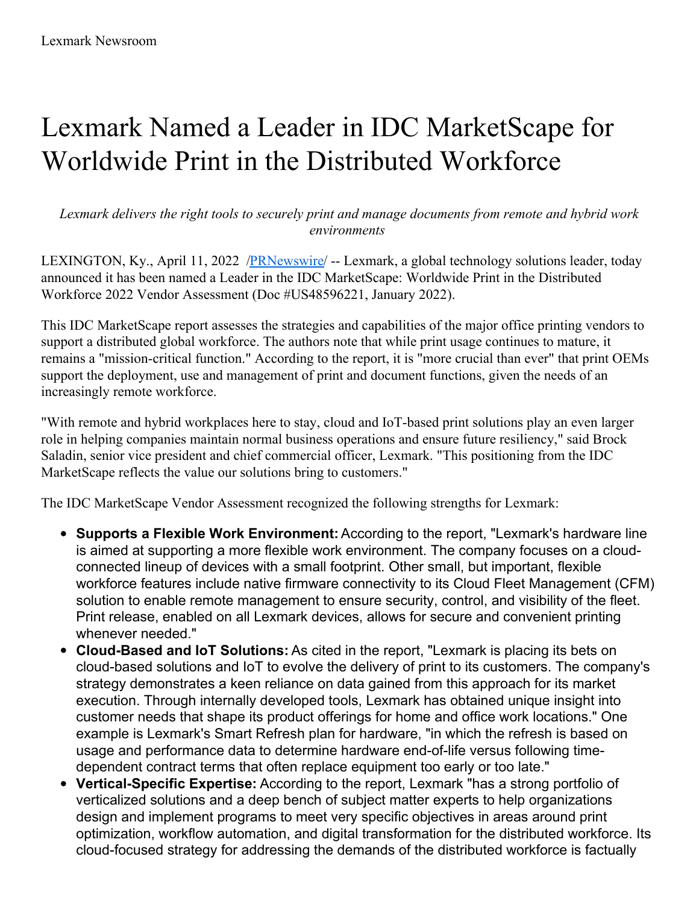Lexmark Newsroom

# Lexmark Named a Leader in IDC MarketScape for Worldwide Print in the Distributed Workforce

*Lexmark delivers the right tools to securely print and manage documents from remote and hybrid work environments*

LEXINGTON, Ky., April 11, 2022 /[PRNewswire](http://www.prnewswire.com/)/ -- Lexmark, a global technology solutions leader, today announced it has been named a Leader in the IDC MarketScape: Worldwide Print in the Distributed Workforce 2022 Vendor Assessment (Doc #US48596221, January 2022).

This IDC MarketScape report assesses the strategies and capabilities of the major office printing vendors to support a distributed global workforce. The authors note that while print usage continues to mature, it remains a "mission-critical function." According to the report, it is "more crucial than ever" that print OEMs support the deployment, use and management of print and document functions, given the needs of an increasingly remote workforce.

"With remote and hybrid workplaces here to stay, cloud and IoT-based print solutions play an even larger role in helping companies maintain normal business operations and ensure future resiliency," said Brock Saladin, senior vice president and chief commercial officer, Lexmark. "This positioning from the IDC MarketScape reflects the value our solutions bring to customers."

The IDC MarketScape Vendor Assessment recognized the following strengths for Lexmark:

- **Supports a Flexible Work Environment:** According to the report, "Lexmark's hardware line is aimed at supporting a more flexible work environment. The company focuses on a cloud-connected lineup of devices with a small footprint. Other small, but important, flexible workforce features include native firmware connectivity to its Cloud Fleet Management (CFM) solution to enable remote management to ensure security, control, and visibility of the fleet. Print release, enabled on all Lexmark devices, allows for secure and convenient printing whenever needed."
- **Cloud-Based and IoT Solutions:** As cited in the report, "Lexmark is placing its bets on cloud-based solutions and IoT to evolve the delivery of print to its customers. The company's strategy demonstrates a keen reliance on data gained from this approach for its market execution. Through internally developed tools, Lexmark has obtained unique insight into customer needs that shape its product offerings for home and office work locations." One example is Lexmark's Smart Refresh plan for hardware, "in which the refresh is based on usage and performance data to determine hardware end-of-life versus following time-dependent contract terms that often replace equipment too early or too late."
- **Vertical-Specific Expertise:** According to the report, Lexmark "has a strong portfolio of verticalized solutions and a deep bench of subject matter experts to help organizations design and implement programs to meet very specific objectives in areas around print optimization, workflow automation, and digital transformation for the distributed workforce. Its cloud-focused strategy for addressing the demands of the distributed workforce is factually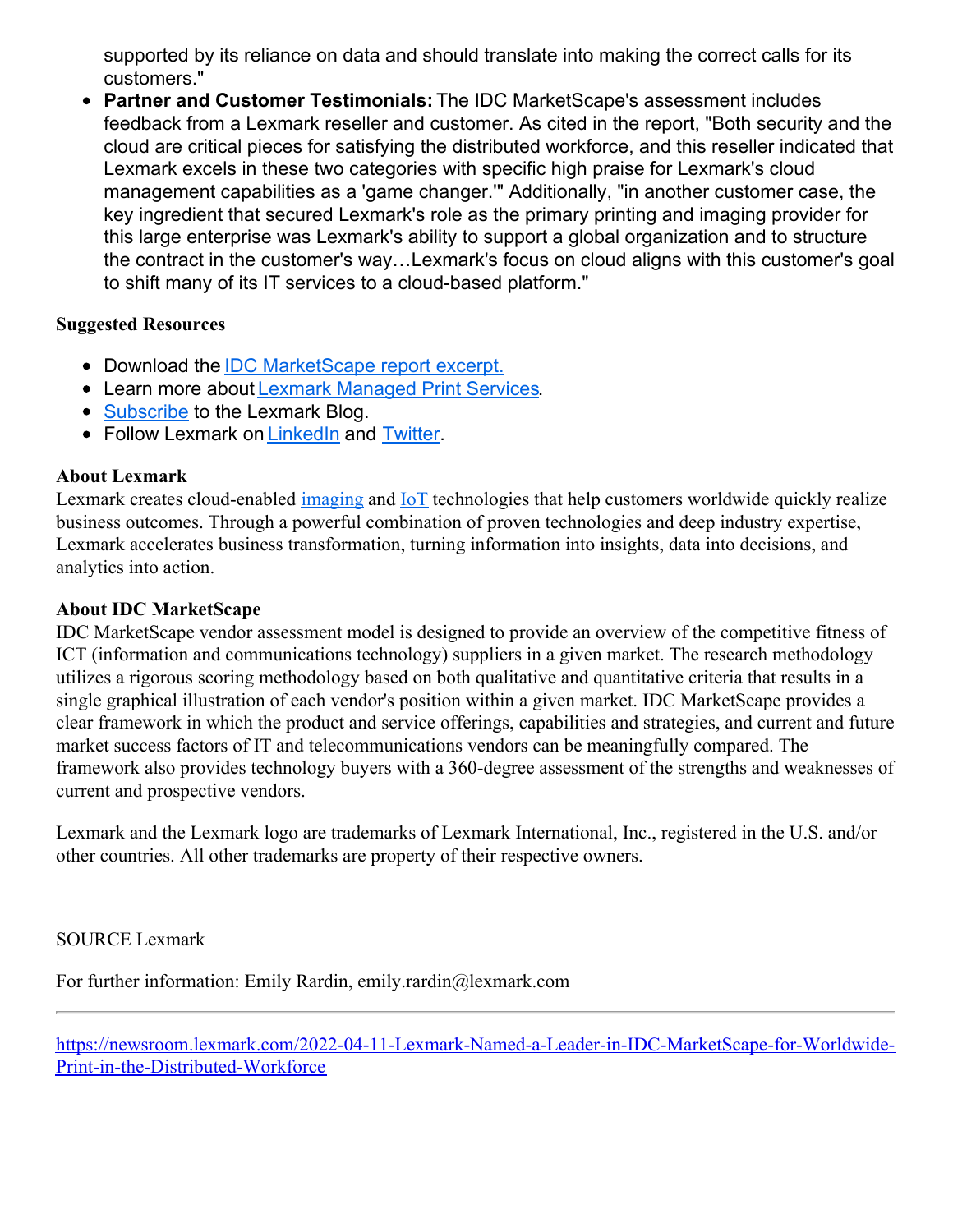supported by its reliance on data and should translate into making the correct calls for its customers."

- **Partner and Customer Testimonials:** The IDC MarketScape's assessment includes feedback from a Lexmark reseller and customer. As cited in the report, "Both security and the cloud are critical pieces for satisfying the distributed workforce, and this reseller indicated that Lexmark excels in these two categories with specific high praise for Lexmark's cloud management capabilities as a 'game changer.'" Additionally, "in another customer case, the key ingredient that secured Lexmark's role as the primary printing and imaging provider for this large enterprise was Lexmark's ability to support a global organization and to structure the contract in the customer's way…Lexmark's focus on cloud aligns with this customer's goal to shift many of its IT services to a cloud-based platform."

**Suggested Resources**

- Download the IDC MarketScape report excerpt.
- Learn more about Lexmark Managed Print Services.
- Subscribe to the Lexmark Blog.
- Follow Lexmark on LinkedIn and Twitter.

**About Lexmark**

Lexmark creates cloud-enabled imaging and IoT technologies that help customers worldwide quickly realize business outcomes. Through a powerful combination of proven technologies and deep industry expertise, Lexmark accelerates business transformation, turning information into insights, data into decisions, and analytics into action.

**About IDC MarketScape**

IDC MarketScape vendor assessment model is designed to provide an overview of the competitive fitness of ICT (information and communications technology) suppliers in a given market. The research methodology utilizes a rigorous scoring methodology based on both qualitative and quantitative criteria that results in a single graphical illustration of each vendor's position within a given market. IDC MarketScape provides a clear framework in which the product and service offerings, capabilities and strategies, and current and future market success factors of IT and telecommunications vendors can be meaningfully compared. The framework also provides technology buyers with a 360-degree assessment of the strengths and weaknesses of current and prospective vendors.

Lexmark and the Lexmark logo are trademarks of Lexmark International, Inc., registered in the U.S. and/or other countries. All other trademarks are property of their respective owners.

SOURCE Lexmark

For further information: Emily Rardin, emily.rardin@lexmark.com

---

https://newsroom.lexmark.com/2022-04-11-Lexmark-Named-a-Leader-in-IDC-MarketScape-for-Worldwide-Print-in-the-Distributed-Workforce